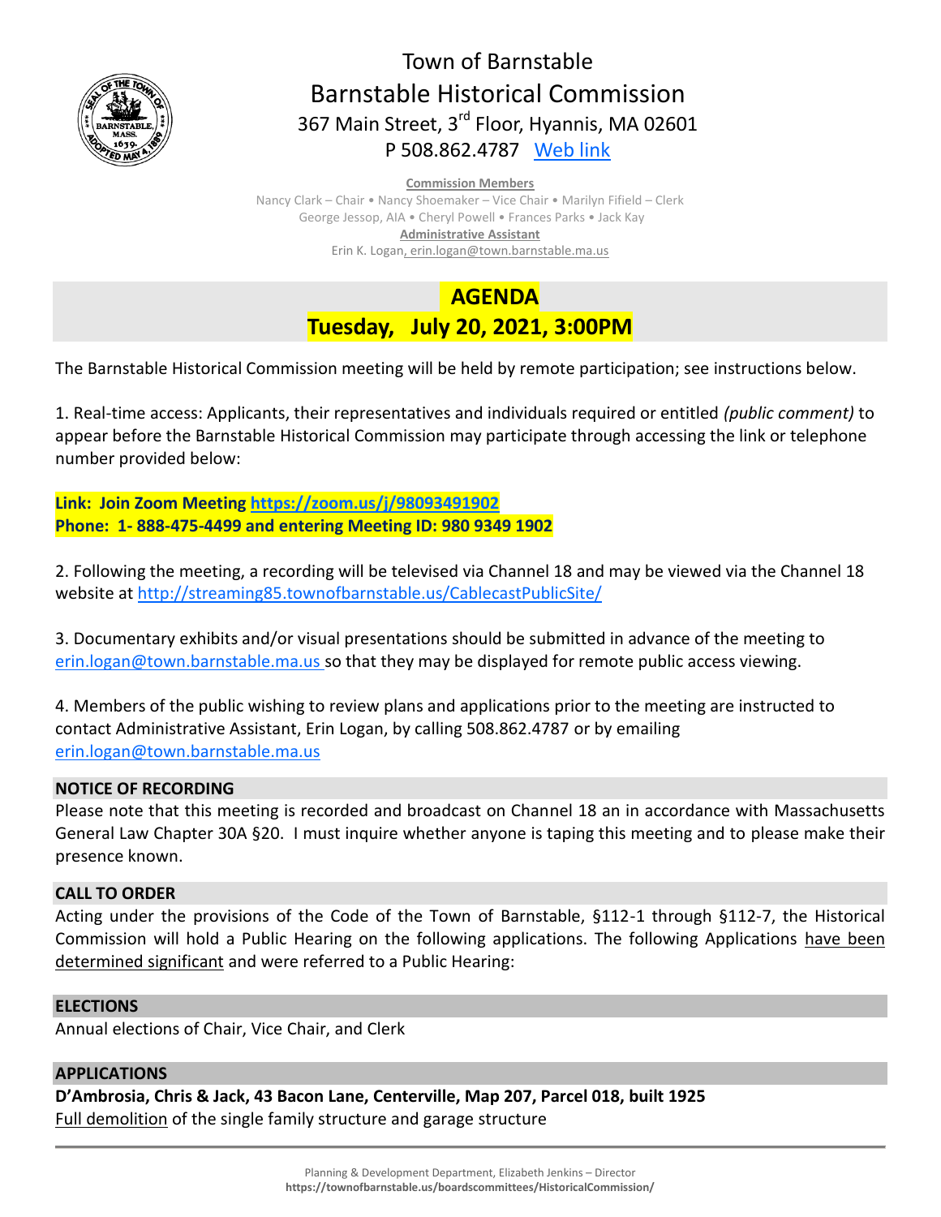# Town of Barnstable
## Barnstable Historical Commission

367 Main Street, 3rd Floor, Hyannis, MA 02601
P 508.862.4787 Web link

**Commission Members**
Nancy Clark – Chair • Nancy Shoemaker – Vice Chair • Marilyn Fifield – Clerk
George Jessop, AIA • Cheryl Powell • Frances Parks • Jack Kay

**Administrative Assistant**
Erin K. Logan, erin.logan@town.barnstable.ma.us

## AGENDA
## Tuesday, July 20, 2021, 3:00PM

The Barnstable Historical Commission meeting will be held by remote participation; see instructions below.

1. Real-time access: Applicants, their representatives and individuals required or entitled *(public comment)* to appear before the Barnstable Historical Commission may participate through accessing the link or telephone number provided below:

**Link: Join Zoom Meeting https://zoom.us/j/98093491902**
**Phone: 1- 888-475-4499 and entering Meeting ID: 980 9349 1902**

2. Following the meeting, a recording will be televised via Channel 18 and may be viewed via the Channel 18 website at http://streaming85.townofbarnstable.us/CablecastPublicSite/

3. Documentary exhibits and/or visual presentations should be submitted in advance of the meeting to erin.logan@town.barnstable.ma.us so that they may be displayed for remote public access viewing.

4. Members of the public wishing to review plans and applications prior to the meeting are instructed to contact Administrative Assistant, Erin Logan, by calling 508.862.4787 or by emailing erin.logan@town.barnstable.ma.us

### NOTICE OF RECORDING

Please note that this meeting is recorded and broadcast on Channel 18 an in accordance with Massachusetts General Law Chapter 30A §20. I must inquire whether anyone is taping this meeting and to please make their presence known.

### CALL TO ORDER

Acting under the provisions of the Code of the Town of Barnstable, §112-1 through §112-7, the Historical Commission will hold a Public Hearing on the following applications. The following Applications have been determined significant and were referred to a Public Hearing:

### ELECTIONS

Annual elections of Chair, Vice Chair, and Clerk

### APPLICATIONS

**D'Ambrosia, Chris & Jack, 43 Bacon Lane, Centerville, Map 207, Parcel 018, built 1925**
Full demolition of the single family structure and garage structure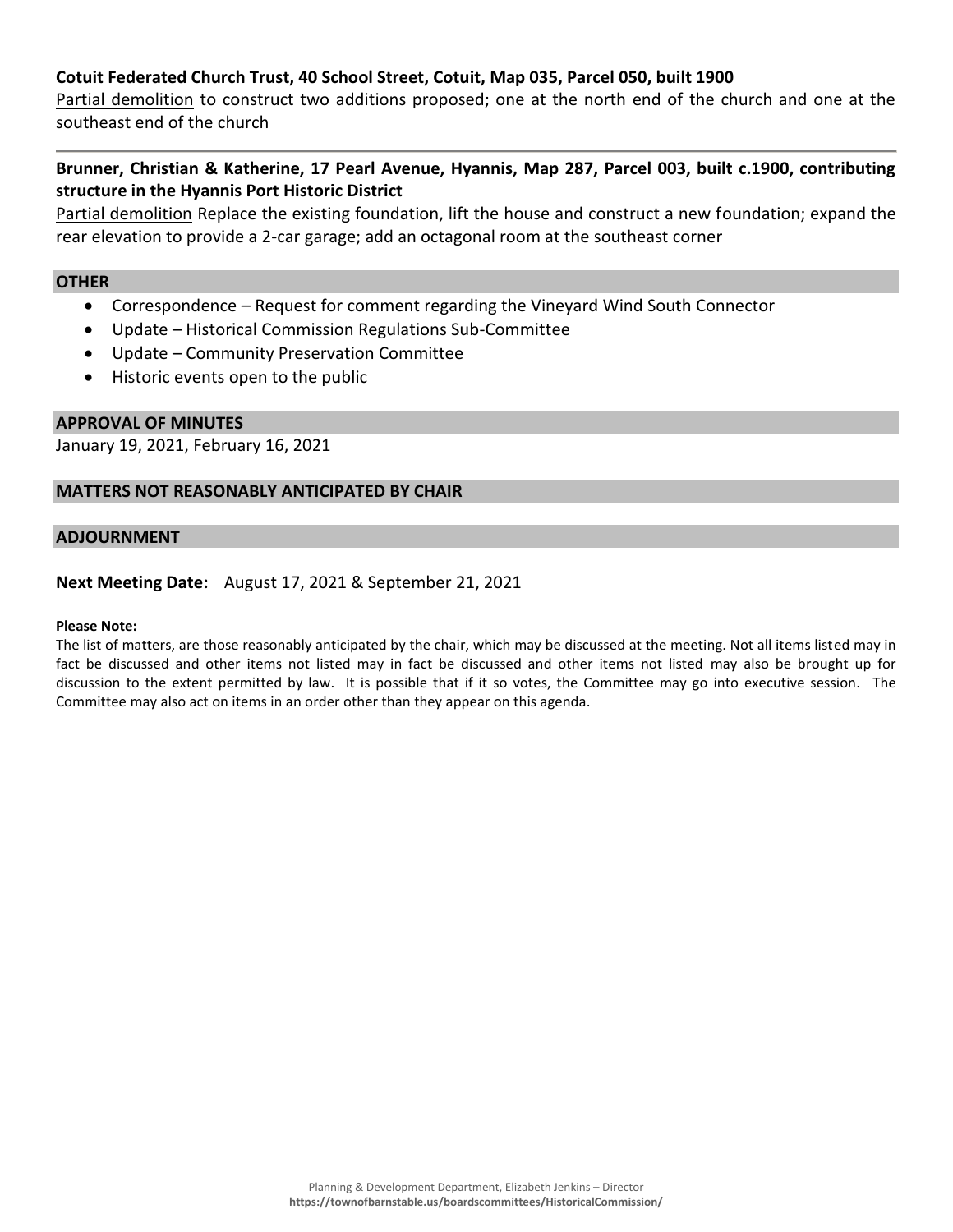**Cotuit Federated Church Trust, 40 School Street, Cotuit, Map 035, Parcel 050, built 1900**

Partial demolition to construct two additions proposed; one at the north end of the church and one at the southeast end of the church

---

**Brunner, Christian & Katherine, 17 Pearl Avenue, Hyannis, Map 287, Parcel 003, built c.1900, contributing structure in the Hyannis Port Historic District**

Partial demolition Replace the existing foundation, lift the house and construct a new foundation; expand the rear elevation to provide a 2-car garage; add an octagonal room at the southeast corner

## OTHER

- Correspondence – Request for comment regarding the Vineyard Wind South Connector
- Update – Historical Commission Regulations Sub-Committee
- Update – Community Preservation Committee
- Historic events open to the public

## APPROVAL OF MINUTES

January 19, 2021, February 16, 2021

## MATTERS NOT REASONABLY ANTICIPATED BY CHAIR

## ADJOURNMENT

**Next Meeting Date:** August 17, 2021 & September 21, 2021

**Please Note:**

The list of matters, are those reasonably anticipated by the chair, which may be discussed at the meeting. Not all items listed may in fact be discussed and other items not listed may in fact be discussed and other items not listed may also be brought up for discussion to the extent permitted by law. It is possible that if it so votes, the Committee may go into executive session. The Committee may also act on items in an order other than they appear on this agenda.

Planning & Development Department, Elizabeth Jenkins – Director
**https://townofbarnstable.us/boardscommittees/HistoricalCommission/**